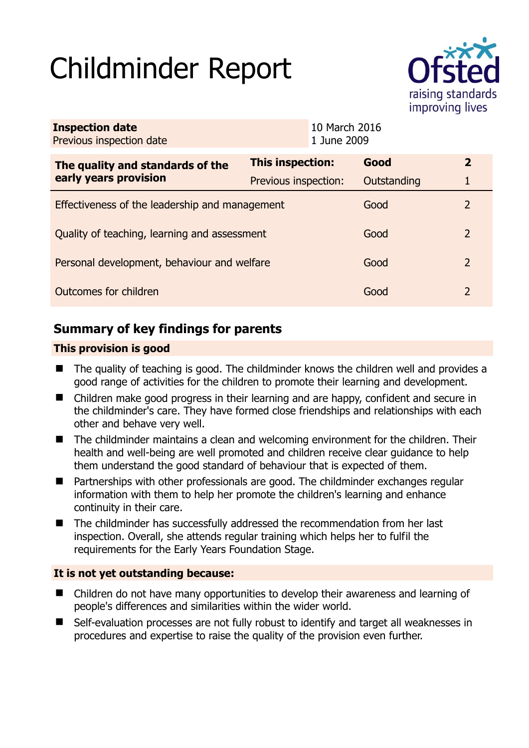# Childminder Report

Ofsted raising standards improving lives

| **Inspection date** | 10 March 2016 |
|---|---|
| Previous inspection date | 1 June 2009 |

| **The quality and standards of the early years provision** | **This inspection:** | **Good** | **2** |
|---|---|---|---|
| | Previous inspection: | Outstanding | 1 |
| Effectiveness of the leadership and management | | Good | 2 |
| Quality of teaching, learning and assessment | | Good | 2 |
| Personal development, behaviour and welfare | | Good | 2 |
| Outcomes for children | | Good | 2 |

## Summary of key findings for parents

### This provision is good

- The quality of teaching is good. The childminder knows the children well and provides a good range of activities for the children to promote their learning and development.
- Children make good progress in their learning and are happy, confident and secure in the childminder's care. They have formed close friendships and relationships with each other and behave very well.
- The childminder maintains a clean and welcoming environment for the children. Their health and well-being are well promoted and children receive clear guidance to help them understand the good standard of behaviour that is expected of them.
- Partnerships with other professionals are good. The childminder exchanges regular information with them to help her promote the children's learning and enhance continuity in their care.
- The childminder has successfully addressed the recommendation from her last inspection. Overall, she attends regular training which helps her to fulfil the requirements for the Early Years Foundation Stage.

### It is not yet outstanding because:

- Children do not have many opportunities to develop their awareness and learning of people's differences and similarities within the wider world.
- Self-evaluation processes are not fully robust to identify and target all weaknesses in procedures and expertise to raise the quality of the provision even further.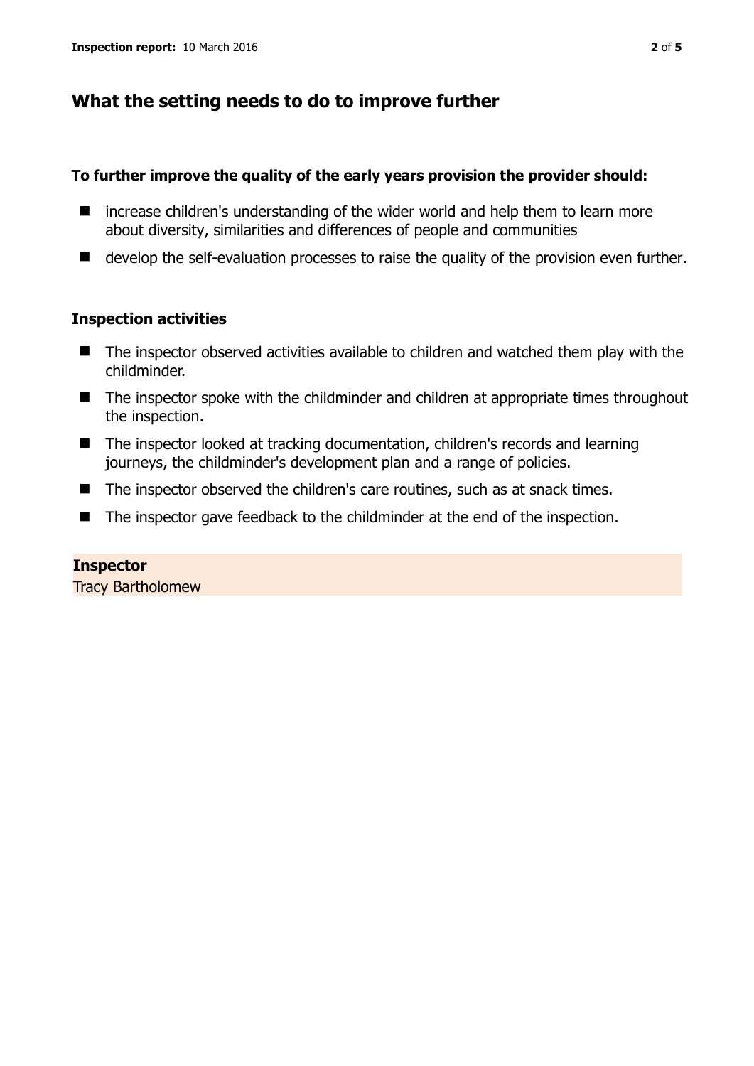## What the setting needs to do to improve further

**To further improve the quality of the early years provision the provider should:**

- increase children's understanding of the wider world and help them to learn more about diversity, similarities and differences of people and communities
- develop the self-evaluation processes to raise the quality of the provision even further.

### Inspection activities

- The inspector observed activities available to children and watched them play with the childminder.
- The inspector spoke with the childminder and children at appropriate times throughout the inspection.
- The inspector looked at tracking documentation, children's records and learning journeys, the childminder's development plan and a range of policies.
- The inspector observed the children's care routines, such as at snack times.
- The inspector gave feedback to the childminder at the end of the inspection.

**Inspector**
Tracy Bartholomew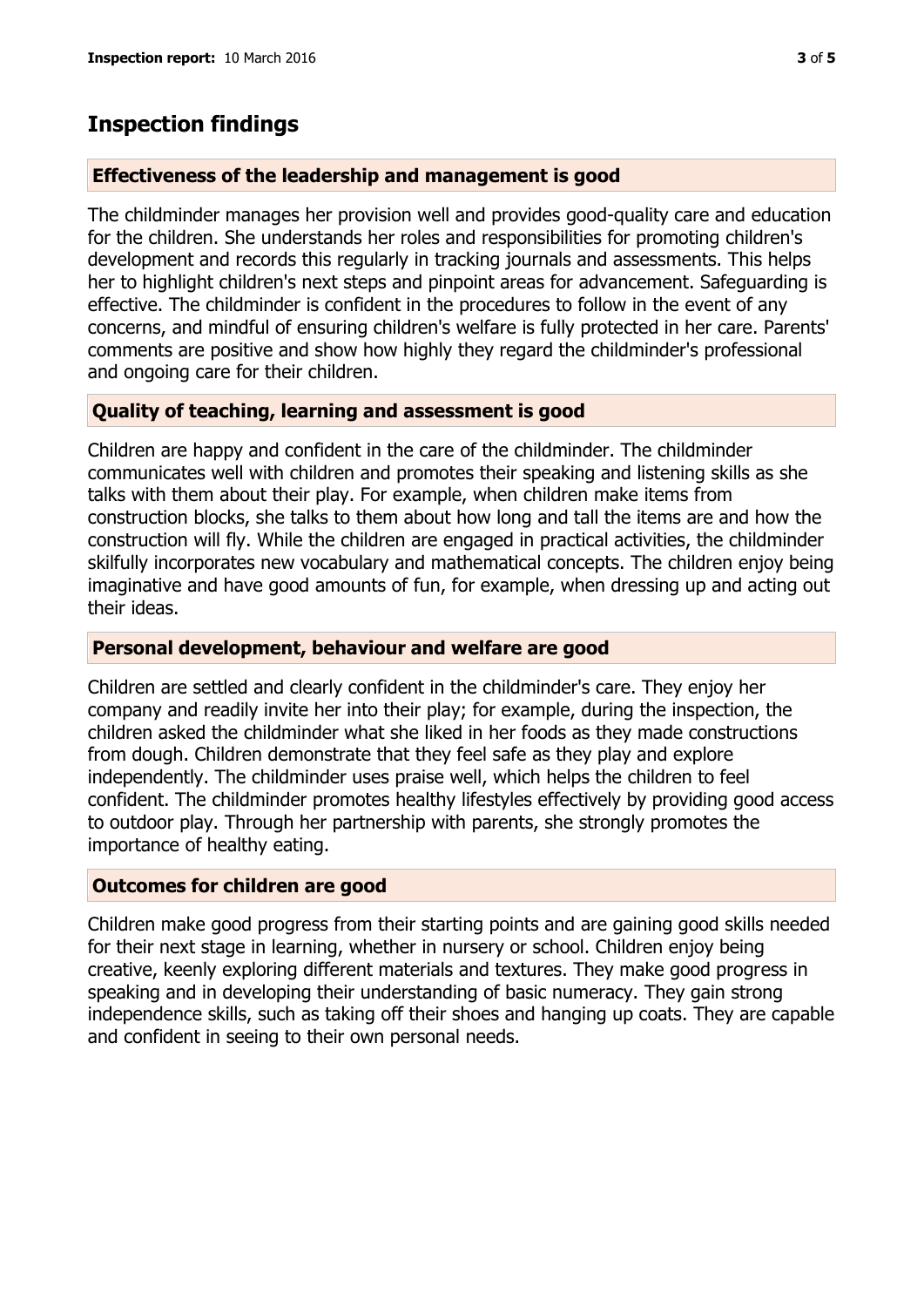## Inspection findings

### Effectiveness of the leadership and management is good

The childminder manages her provision well and provides good-quality care and education for the children. She understands her roles and responsibilities for promoting children's development and records this regularly in tracking journals and assessments. This helps her to highlight children's next steps and pinpoint areas for advancement. Safeguarding is effective. The childminder is confident in the procedures to follow in the event of any concerns, and mindful of ensuring children's welfare is fully protected in her care. Parents' comments are positive and show how highly they regard the childminder's professional and ongoing care for their children.

### Quality of teaching, learning and assessment is good

Children are happy and confident in the care of the childminder. The childminder communicates well with children and promotes their speaking and listening skills as she talks with them about their play. For example, when children make items from construction blocks, she talks to them about how long and tall the items are and how the construction will fly. While the children are engaged in practical activities, the childminder skilfully incorporates new vocabulary and mathematical concepts. The children enjoy being imaginative and have good amounts of fun, for example, when dressing up and acting out their ideas.

### Personal development, behaviour and welfare are good

Children are settled and clearly confident in the childminder's care. They enjoy her company and readily invite her into their play; for example, during the inspection, the children asked the childminder what she liked in her foods as they made constructions from dough. Children demonstrate that they feel safe as they play and explore independently. The childminder uses praise well, which helps the children to feel confident. The childminder promotes healthy lifestyles effectively by providing good access to outdoor play. Through her partnership with parents, she strongly promotes the importance of healthy eating.

### Outcomes for children are good

Children make good progress from their starting points and are gaining good skills needed for their next stage in learning, whether in nursery or school. Children enjoy being creative, keenly exploring different materials and textures. They make good progress in speaking and in developing their understanding of basic numeracy. They gain strong independence skills, such as taking off their shoes and hanging up coats. They are capable and confident in seeing to their own personal needs.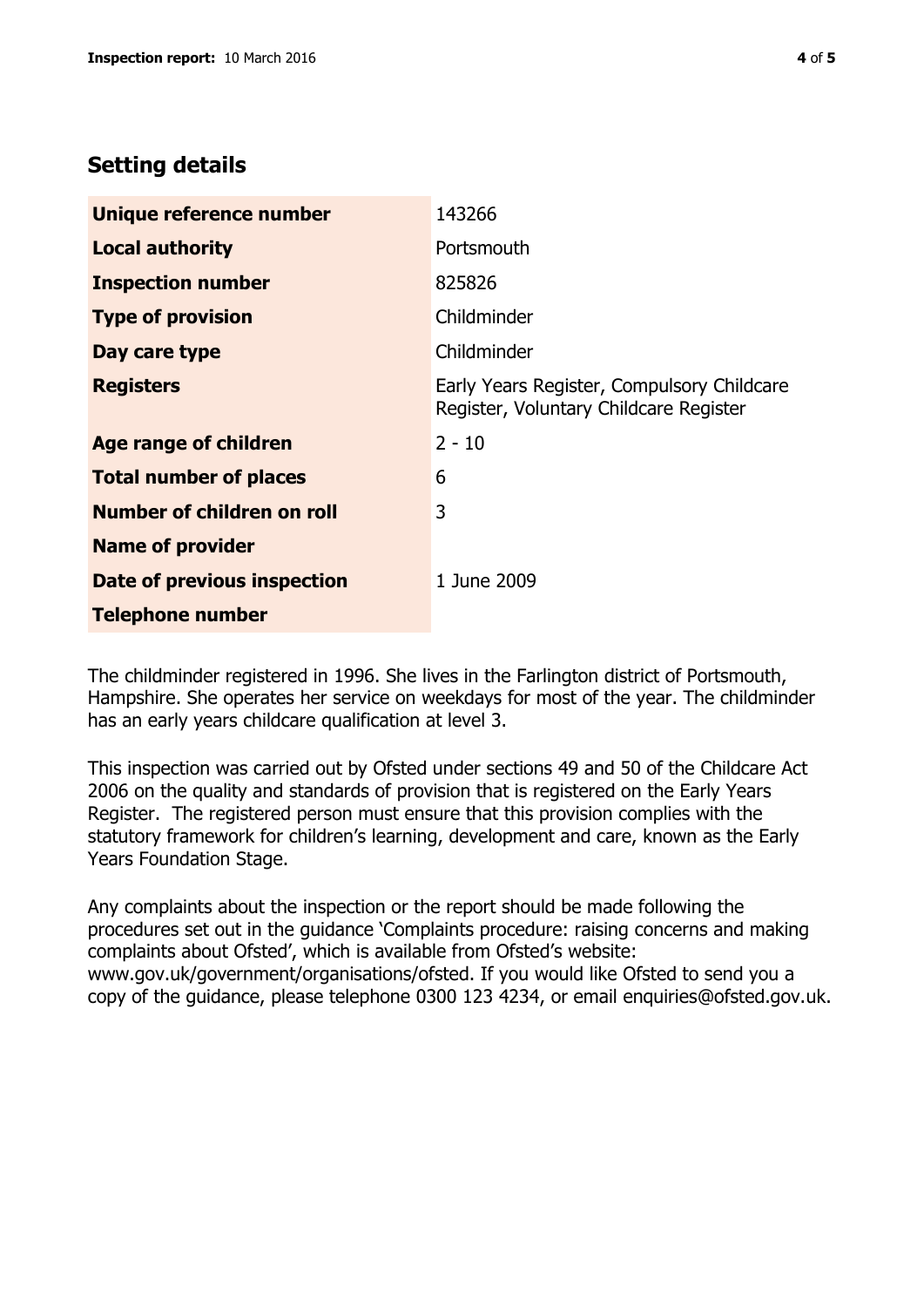## Setting details

| | |
|---|---|
| **Unique reference number** | 143266 |
| **Local authority** | Portsmouth |
| **Inspection number** | 825826 |
| **Type of provision** | Childminder |
| **Day care type** | Childminder |
| **Registers** | Early Years Register, Compulsory Childcare Register, Voluntary Childcare Register |
| **Age range of children** | 2 - 10 |
| **Total number of places** | 6 |
| **Number of children on roll** | 3 |
| **Name of provider** | |
| **Date of previous inspection** | 1 June 2009 |
| **Telephone number** | |

The childminder registered in 1996. She lives in the Farlington district of Portsmouth, Hampshire. She operates her service on weekdays for most of the year. The childminder has an early years childcare qualification at level 3.

This inspection was carried out by Ofsted under sections 49 and 50 of the Childcare Act 2006 on the quality and standards of provision that is registered on the Early Years Register. The registered person must ensure that this provision complies with the statutory framework for children's learning, development and care, known as the Early Years Foundation Stage.

Any complaints about the inspection or the report should be made following the procedures set out in the guidance 'Complaints procedure: raising concerns and making complaints about Ofsted', which is available from Ofsted's website: www.gov.uk/government/organisations/ofsted. If you would like Ofsted to send you a copy of the guidance, please telephone 0300 123 4234, or email enquiries@ofsted.gov.uk.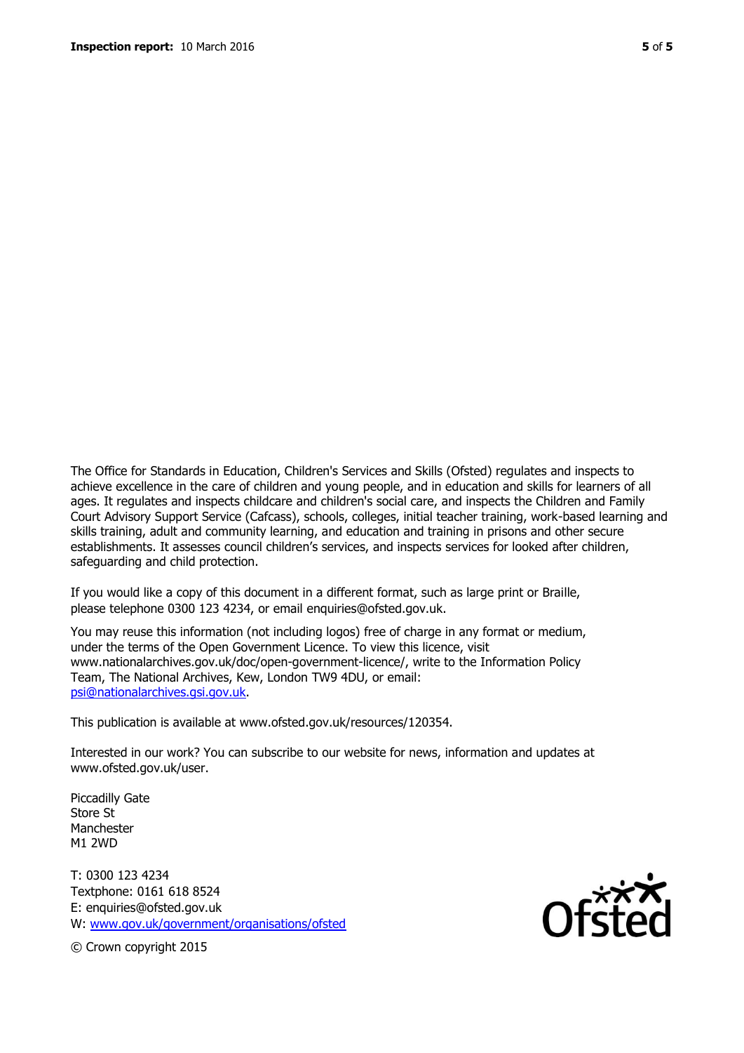The Office for Standards in Education, Children's Services and Skills (Ofsted) regulates and inspects to achieve excellence in the care of children and young people, and in education and skills for learners of all ages. It regulates and inspects childcare and children's social care, and inspects the Children and Family Court Advisory Support Service (Cafcass), schools, colleges, initial teacher training, work-based learning and skills training, adult and community learning, and education and training in prisons and other secure establishments. It assesses council children's services, and inspects services for looked after children, safeguarding and child protection.

If you would like a copy of this document in a different format, such as large print or Braille, please telephone 0300 123 4234, or email enquiries@ofsted.gov.uk.

You may reuse this information (not including logos) free of charge in any format or medium, under the terms of the Open Government Licence. To view this licence, visit www.nationalarchives.gov.uk/doc/open-government-licence/, write to the Information Policy Team, The National Archives, Kew, London TW9 4DU, or email: psi@nationalarchives.gsi.gov.uk.

This publication is available at www.ofsted.gov.uk/resources/120354.

Interested in our work? You can subscribe to our website for news, information and updates at www.ofsted.gov.uk/user.

Piccadilly Gate
Store St
Manchester
M1 2WD

T: 0300 123 4234
Textphone: 0161 618 8524
E: enquiries@ofsted.gov.uk
W: www.gov.uk/government/organisations/ofsted

© Crown copyright 2015